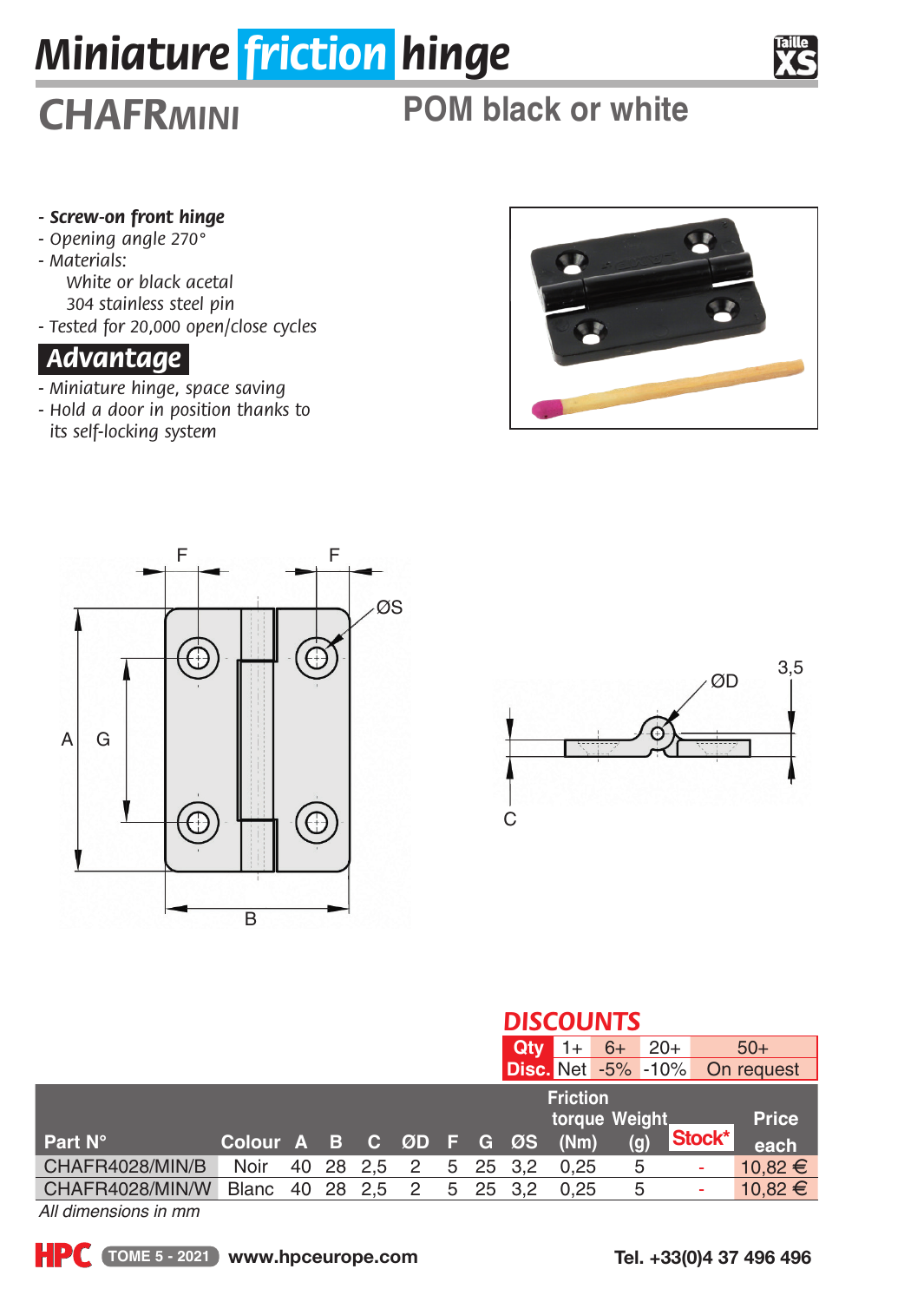# Miniature friction hinge

## CHAFRMINI

## POM black or white

- ***Screw-on front hinge***
- *Opening angle 270°*
- *Materials:*
  - *White or black acetal*
  - *304 stainless steel pin*
- *Tested for 20,000 open/close cycles*

### Advantage

- *Miniature hinge, space saving*
- *Hold a door in position thanks to its self-locking system*

F F ØS A G B ØD 3,5 C

## DISCOUNTS

| Qty | 1+ | 6+ | 20+ | 50+ |
|---|---|---|---|---|
| Disc. | Net | -5% | -10% | On request |

| Part N° | Colour | A | B | C | ØD | F | G | ØS | Friction torque (Nm) | Weight (g) | Stock* | Price each |
|---|---|---|---|---|---|---|---|---|---|---|---|---|
| CHAFR4028/MIN/B | Noir | 40 | 28 | 2,5 | 2 | 5 | 25 | 3,2 | 0,25 | 5 | - | 10,82 € |
| CHAFR4028/MIN/W | Blanc | 40 | 28 | 2,5 | 2 | 5 | 25 | 3,2 | 0,25 | 5 | - | 10,82 € |

*All dimensions in mm*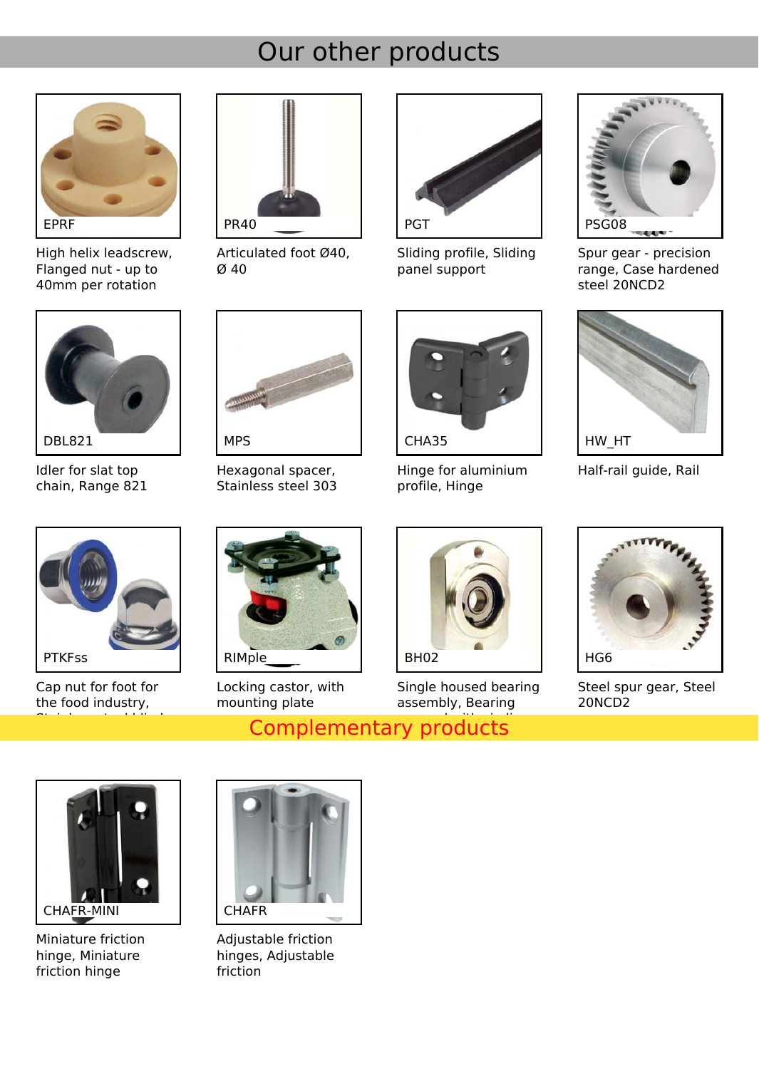# Our other products

EPRF

High helix leadscrew, Flanged nut - up to 40mm per rotation

PR40

Articulated foot Ø40, Ø 40

PGT

Sliding profile, Sliding panel support

PSG08

Spur gear - precision range, Case hardened steel 20NCD2

DBL821

Idler for slat top chain, Range 821

MPS

Hexagonal spacer, Stainless steel 303

CHA35

Hinge for aluminium profile, Hinge

HW_HT

Half-rail guide, Rail

PTKFss

Cap nut for foot for the food industry,

RIMple

Locking castor, with mounting plate

BH02

Single housed bearing assembly, Bearing

HG6

Steel spur gear, Steel 20NCD2

# Complementary products

CHAFR-MINI

Miniature friction hinge, Miniature friction hinge

CHAFR

Adjustable friction hinges, Adjustable friction